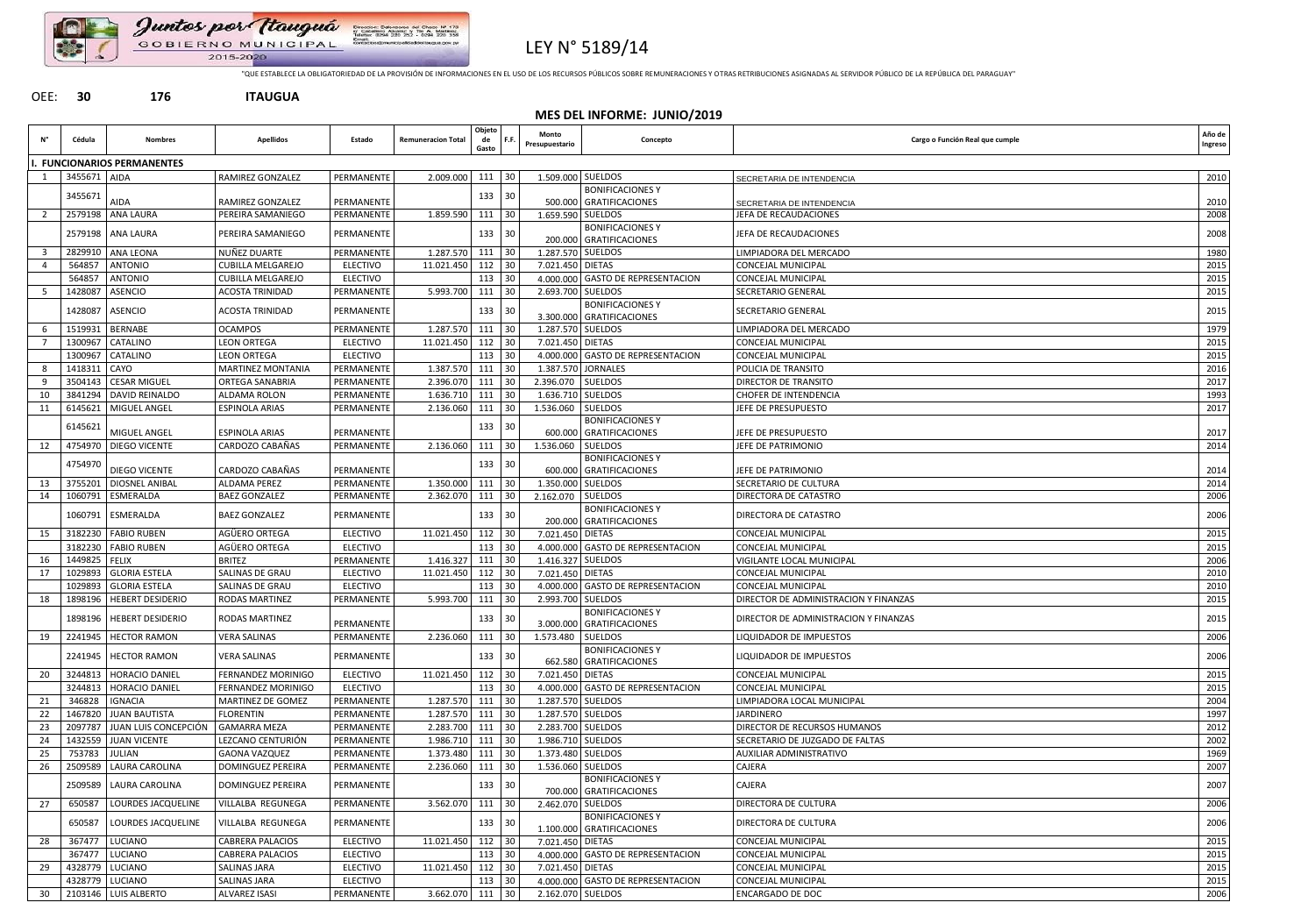Juntos por Itauguá
GOBIERNO MUNICIPAL
2015-2020

# LEY N° 5189/14

"QUE ESTABLECE LA OBLIGATORIEDAD DE LA PROVISIÓN DE INFORMACIONES EN EL USO DE LOS RECURSOS PÚBLICOS SOBRE REMUNERACIONES Y OTRAS RETRIBUCIONES ASIGNADAS AL SERVIDOR PÚBLICO DE LA REPÚBLICA DEL PARAGUAY"

OEE: **30** **176** **ITAUGUA**

**MES DEL INFORME: JUNIO/2019**

| N° | Cédula | Nombres | Apellidos | Estado | Remuneracion Total | Objeto de Gasto | F.F. | Monto Presupuestario | Concepto | Cargo o Función Real que cumple | Año de Ingreso |
|---|---|---|---|---|---|---|---|---|---|---|---|
| **I. FUNCIONARIOS PERMANENTES** | | | | | | | | | | | |
| 1 | 3455671 | AIDA | RAMIREZ GONZALEZ | PERMANENTE | 2.009.000 | 111 | 30 | 1.509.000 | SUELDOS | SECRETARIA DE INTENDENCIA | 2010 |
| | 3455671 | AIDA | RAMIREZ GONZALEZ | PERMANENTE | | 133 | 30 | 500.000 | BONIFICACIONES Y GRATIFICACIONES | SECRETARIA DE INTENDENCIA | 2010 |
| 2 | 2579198 | ANA LAURA | PEREIRA SAMANIEGO | PERMANENTE | 1.859.590 | 111 | 30 | 1.659.590 | SUELDOS | JEFA DE RECAUDACIONES | 2008 |
| | 2579198 | ANA LAURA | PEREIRA SAMANIEGO | PERMANENTE | | 133 | 30 | 200.000 | BONIFICACIONES Y GRATIFICACIONES | JEFA DE RECAUDACIONES | 2008 |
| 3 | 2829910 | ANA LEONA | NUÑEZ DUARTE | PERMANENTE | 1.287.570 | 111 | 30 | 1.287.570 | SUELDOS | LIMPIADORA DEL MERCADO | 1980 |
| 4 | 564857 | ANTONIO | CUBILLA MELGAREJO | ELECTIVO | 11.021.450 | 112 | 30 | 7.021.450 | DIETAS | CONCEJAL MUNICIPAL | 2015 |
| | 564857 | ANTONIO | CUBILLA MELGAREJO | ELECTIVO | | 113 | 30 | 4.000.000 | GASTO DE REPRESENTACION | CONCEJAL MUNICIPAL | 2015 |
| 5 | 1428087 | ASENCIO | ACOSTA TRINIDAD | PERMANENTE | 5.993.700 | 111 | 30 | 2.693.700 | SUELDOS | SECRETARIO GENERAL | 2015 |
| | 1428087 | ASENCIO | ACOSTA TRINIDAD | PERMANENTE | | 133 | 30 | 3.300.000 | BONIFICACIONES Y GRATIFICACIONES | SECRETARIO GENERAL | 2015 |
| 6 | 1519931 | BERNABE | OCAMPOS | PERMANENTE | 1.287.570 | 111 | 30 | 1.287.570 | SUELDOS | LIMPIADORA DEL MERCADO | 1979 |
| 7 | 1300967 | CATALINO | LEON ORTEGA | ELECTIVO | 11.021.450 | 112 | 30 | 7.021.450 | DIETAS | CONCEJAL MUNICIPAL | 2015 |
| | 1300967 | CATALINO | LEON ORTEGA | ELECTIVO | | 113 | 30 | 4.000.000 | GASTO DE REPRESENTACION | CONCEJAL MUNICIPAL | 2015 |
| 8 | 1418311 | CAYO | MARTINEZ MONTANIA | PERMANENTE | 1.387.570 | 111 | 30 | 1.387.570 | JORNALES | POLICIA DE TRANSITO | 2016 |
| 9 | 3504143 | CESAR MIGUEL | ORTEGA SANABRIA | PERMANENTE | 2.396.070 | 111 | 30 | 2.396.070 | SUELDOS | DIRECTOR DE TRANSITO | 2017 |
| 10 | 3841294 | DAVID REINALDO | ALDAMA ROLON | PERMANENTE | 1.636.710 | 111 | 30 | 1.636.710 | SUELDOS | CHOFER DE INTENDENCIA | 1993 |
| 11 | 6145621 | MIGUEL ANGEL | ESPINOLA ARIAS | PERMANENTE | 2.136.060 | 111 | 30 | 1.536.060 | SUELDOS | JEFE DE PRESUPUESTO | 2017 |
| | 6145621 | MIGUEL ANGEL | ESPINOLA ARIAS | PERMANENTE | | 133 | 30 | 600.000 | BONIFICACIONES Y GRATIFICACIONES | JEFE DE PRESUPUESTO | 2017 |
| 12 | 4754970 | DIEGO VICENTE | CARDOZO CABAÑAS | PERMANENTE | 2.136.060 | 111 | 30 | 1.536.060 | SUELDOS | JEFE DE PATRIMONIO | 2014 |
| | 4754970 | DIEGO VICENTE | CARDOZO CABAÑAS | PERMANENTE | | 133 | 30 | 600.000 | BONIFICACIONES Y GRATIFICACIONES | JEFE DE PATRIMONIO | 2014 |
| 13 | 3755201 | DIOSNEL ANIBAL | ALDAMA PEREZ | PERMANENTE | 1.350.000 | 111 | 30 | 1.350.000 | SUELDOS | SECRETARIO DE CULTURA | 2014 |
| 14 | 1060791 | ESMERALDA | BAEZ GONZALEZ | PERMANENTE | 2.362.070 | 111 | 30 | 2.162.070 | SUELDOS | DIRECTORA DE CATASTRO | 2006 |
| | 1060791 | ESMERALDA | BAEZ GONZALEZ | PERMANENTE | | 133 | 30 | 200.000 | BONIFICACIONES Y GRATIFICACIONES | DIRECTORA DE CATASTRO | 2006 |
| 15 | 3182230 | FABIO RUBEN | AGÜERO ORTEGA | ELECTIVO | 11.021.450 | 112 | 30 | 7.021.450 | DIETAS | CONCEJAL MUNICIPAL | 2015 |
| | 3182230 | FABIO RUBEN | AGÜERO ORTEGA | ELECTIVO | | 113 | 30 | 4.000.000 | GASTO DE REPRESENTACION | CONCEJAL MUNICIPAL | 2015 |
| 16 | 1449825 | FELIX | BRITEZ | PERMANENTE | 1.416.327 | 111 | 30 | 1.416.327 | SUELDOS | VIGILANTE LOCAL MUNICIPAL | 2006 |
| 17 | 1029893 | GLORIA ESTELA | SALINAS DE GRAU | ELECTIVO | 11.021.450 | 112 | 30 | 7.021.450 | DIETAS | CONCEJAL MUNICIPAL | 2010 |
| | 1029893 | GLORIA ESTELA | SALINAS DE GRAU | ELECTIVO | | 113 | 30 | 4.000.000 | GASTO DE REPRESENTACION | CONCEJAL MUNICIPAL | 2010 |
| 18 | 1898196 | HEBERT DESIDERIO | RODAS MARTINEZ | PERMANENTE | 5.993.700 | 111 | 30 | 2.993.700 | SUELDOS | DIRECTOR DE ADMINISTRACION Y FINANZAS | 2015 |
| | 1898196 | HEBERT DESIDERIO | RODAS MARTINEZ | PERMANENTE | | 133 | 30 | 3.000.000 | BONIFICACIONES Y GRATIFICACIONES | DIRECTOR DE ADMINISTRACION Y FINANZAS | 2015 |
| 19 | 2241945 | HECTOR RAMON | VERA SALINAS | PERMANENTE | 2.236.060 | 111 | 30 | 1.573.480 | SUELDOS | LIQUIDADOR DE IMPUESTOS | 2006 |
| | 2241945 | HECTOR RAMON | VERA SALINAS | PERMANENTE | | 133 | 30 | 662.580 | BONIFICACIONES Y GRATIFICACIONES | LIQUIDADOR DE IMPUESTOS | 2006 |
| 20 | 3244813 | HORACIO DANIEL | FERNANDEZ MORINIGO | ELECTIVO | 11.021.450 | 112 | 30 | 7.021.450 | DIETAS | CONCEJAL MUNICIPAL | 2015 |
| | 3244813 | HORACIO DANIEL | FERNANDEZ MORINIGO | ELECTIVO | | 113 | 30 | 4.000.000 | GASTO DE REPRESENTACION | CONCEJAL MUNICIPAL | 2015 |
| 21 | 346828 | IGNACIA | MARTINEZ DE GOMEZ | PERMANENTE | 1.287.570 | 111 | 30 | 1.287.570 | SUELDOS | LIMPIADORA LOCAL MUNICIPAL | 2004 |
| 22 | 1467820 | JUAN BAUTISTA | FLORENTIN | PERMANENTE | 1.287.570 | 111 | 30 | 1.287.570 | SUELDOS | JARDINERO | 1997 |
| 23 | 2097787 | JUAN LUIS CONCEPCIÓN | GAMARRA MEZA | PERMANENTE | 2.283.700 | 111 | 30 | 2.283.700 | SUELDOS | DIRECTOR DE RECURSOS HUMANOS | 2012 |
| 24 | 1432559 | JUAN VICENTE | LEZCANO CENTURIÓN | PERMANENTE | 1.986.710 | 111 | 30 | 1.986.710 | SUELDOS | SECRETARIO DE JUZGADO DE FALTAS | 2002 |
| 25 | 753783 | JULIAN | GAONA VAZQUEZ | PERMANENTE | 1.373.480 | 111 | 30 | 1.373.480 | SUELDOS | AUXILIAR ADMINISTRATIVO | 1969 |
| 26 | 2509589 | LAURA CAROLINA | DOMINGUEZ PEREIRA | PERMANENTE | 2.236.060 | 111 | 30 | 1.536.060 | SUELDOS | CAJERA | 2007 |
| | 2509589 | LAURA CAROLINA | DOMINGUEZ PEREIRA | PERMANENTE | | 133 | 30 | 700.000 | BONIFICACIONES Y GRATIFICACIONES | CAJERA | 2007 |
| 27 | 650587 | LOURDES JACQUELINE | VILLALBA REGUNEGA | PERMANENTE | 3.562.070 | 111 | 30 | 2.462.070 | SUELDOS | DIRECTORA DE CULTURA | 2006 |
| | 650587 | LOURDES JACQUELINE | VILLALBA REGUNEGA | PERMANENTE | | 133 | 30 | 1.100.000 | BONIFICACIONES Y GRATIFICACIONES | DIRECTORA DE CULTURA | 2006 |
| 28 | 367477 | LUCIANO | CABRERA PALACIOS | ELECTIVO | 11.021.450 | 112 | 30 | 7.021.450 | DIETAS | CONCEJAL MUNICIPAL | 2015 |
| | 367477 | LUCIANO | CABRERA PALACIOS | ELECTIVO | | 113 | 30 | 4.000.000 | GASTO DE REPRESENTACION | CONCEJAL MUNICIPAL | 2015 |
| 29 | 4328779 | LUCIANO | SALINAS JARA | ELECTIVO | 11.021.450 | 112 | 30 | 7.021.450 | DIETAS | CONCEJAL MUNICIPAL | 2015 |
| | 4328779 | LUCIANO | SALINAS JARA | ELECTIVO | | 113 | 30 | 4.000.000 | GASTO DE REPRESENTACION | CONCEJAL MUNICIPAL | 2015 |
| 30 | 2103146 | LUIS ALBERTO | ALVAREZ ISASI | PERMANENTE | 3.662.070 | 111 | 30 | 2.162.070 | SUELDOS | ENCARGADO DE DOC | 2006 |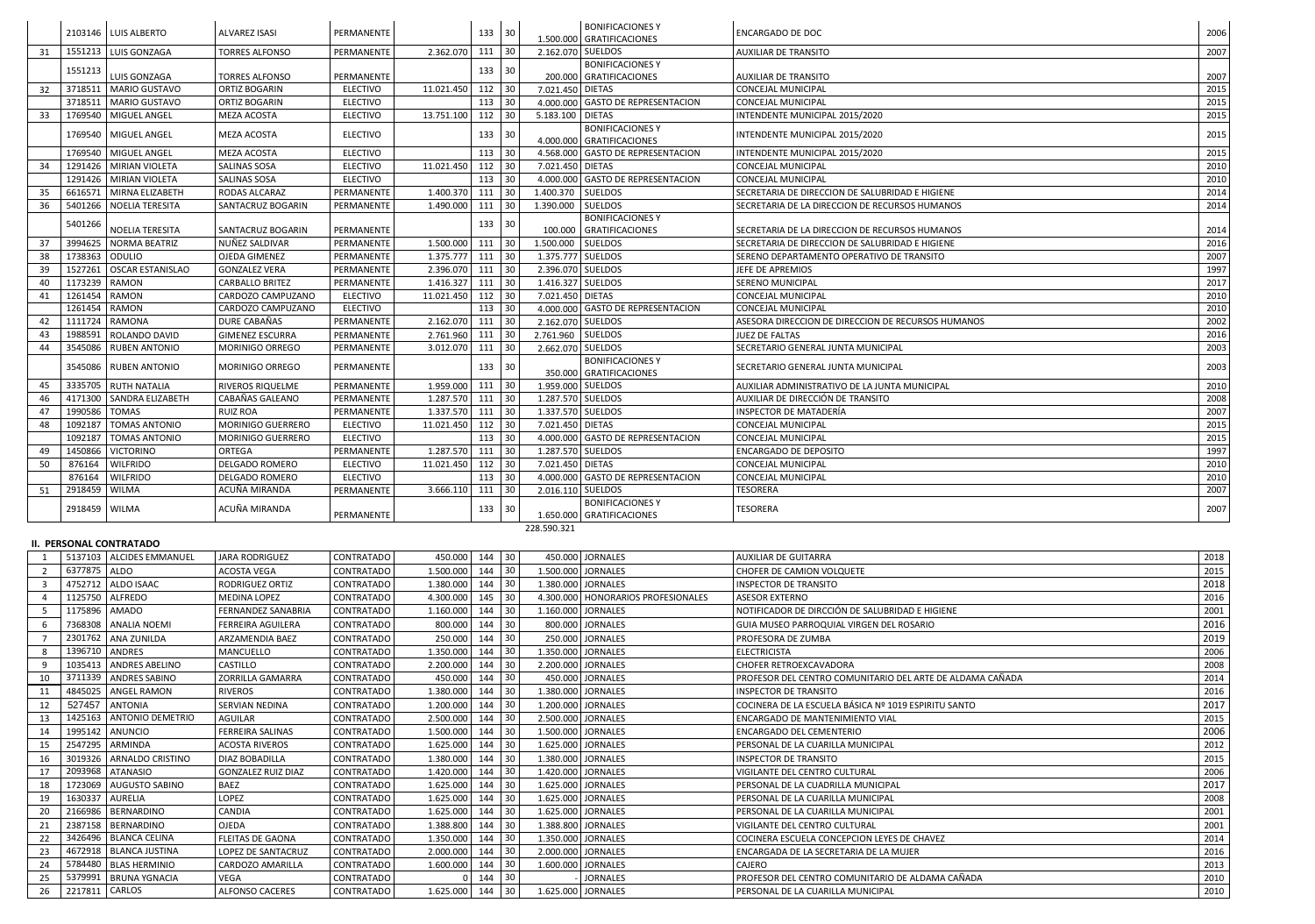| | | | | | | | | | | | |
|---|---|---|---|---|---|---|---|---|---|---|---|
| | 2103146 | LUIS ALBERTO | ALVAREZ ISASI | PERMANENTE | | 133 | 30 | 1.500.000 | BONIFICACIONES Y GRATIFICACIONES | ENCARGADO DE DOC | 2006 |
| 31 | 1551213 | LUIS GONZAGA | TORRES ALFONSO | PERMANENTE | 2.362.070 | 111 | 30 | 2.162.070 | SUELDOS | AUXILIAR DE TRANSITO | 2007 |
| | 1551213 | LUIS GONZAGA | TORRES ALFONSO | PERMANENTE | | 133 | 30 | 200.000 | BONIFICACIONES Y GRATIFICACIONES | AUXILIAR DE TRANSITO | 2007 |
| 32 | 3718511 | MARIO GUSTAVO | ORTIZ BOGARIN | ELECTIVO | 11.021.450 | 112 | 30 | 7.021.450 | DIETAS | CONCEJAL MUNICIPAL | 2015 |
| | 3718511 | MARIO GUSTAVO | ORTIZ BOGARIN | ELECTIVO | | 113 | 30 | 4.000.000 | GASTO DE REPRESENTACION | CONCEJAL MUNICIPAL | 2015 |
| 33 | 1769540 | MIGUEL ANGEL | MEZA ACOSTA | ELECTIVO | 13.751.100 | 112 | 30 | 5.183.100 | DIETAS | INTENDENTE MUNICIPAL 2015/2020 | 2015 |
| | 1769540 | MIGUEL ANGEL | MEZA ACOSTA | ELECTIVO | | 133 | 30 | 4.000.000 | BONIFICACIONES Y GRATIFICACIONES | INTENDENTE MUNICIPAL 2015/2020 | 2015 |
| | 1769540 | MIGUEL ANGEL | MEZA ACOSTA | ELECTIVO | | 113 | 30 | 4.568.000 | GASTO DE REPRESENTACION | INTENDENTE MUNICIPAL 2015/2020 | 2015 |
| 34 | 1291426 | MIRIAN VIOLETA | SALINAS SOSA | ELECTIVO | 11.021.450 | 112 | 30 | 7.021.450 | DIETAS | CONCEJAL MUNICIPAL | 2010 |
| | 1291426 | MIRIAN VIOLETA | SALINAS SOSA | ELECTIVO | | 113 | 30 | 4.000.000 | GASTO DE REPRESENTACION | CONCEJAL MUNICIPAL | 2010 |
| 35 | 6616571 | MIRNA ELIZABETH | RODAS ALCARAZ | PERMANENTE | 1.400.370 | 111 | 30 | 1.400.370 | SUELDOS | SECRETARIA DE DIRECCION DE SALUBRIDAD E HIGIENE | 2014 |
| 36 | 5401266 | NOELIA TERESITA | SANTACRUZ BOGARIN | PERMANENTE | 1.490.000 | 111 | 30 | 1.390.000 | SUELDOS | SECRETARIA DE LA DIRECCION DE RECURSOS HUMANOS | 2014 |
| | 5401266 | NOELIA TERESITA | SANTACRUZ BOGARIN | PERMANENTE | | 133 | 30 | 100.000 | BONIFICACIONES Y GRATIFICACIONES | SECRETARIA DE LA DIRECCION DE RECURSOS HUMANOS | 2014 |
| 37 | 3994625 | NORMA BEATRIZ | NUÑEZ SALDIVAR | PERMANENTE | 1.500.000 | 111 | 30 | 1.500.000 | SUELDOS | SECRETARIA DE DIRECCION DE SALUBRIDAD E HIGIENE | 2016 |
| 38 | 1738363 | ODULIO | OJEDA GIMENEZ | PERMANENTE | 1.375.777 | 111 | 30 | 1.375.777 | SUELDOS | SERENO DEPARTAMENTO OPERATIVO DE TRANSITO | 2007 |
| 39 | 1527261 | OSCAR ESTANISLAO | GONZALEZ VERA | PERMANENTE | 2.396.070 | 111 | 30 | 2.396.070 | SUELDOS | JEFE DE APREMIOS | 1997 |
| 40 | 1173239 | RAMON | CARBALLO BRITEZ | PERMANENTE | 1.416.327 | 111 | 30 | 1.416.327 | SUELDOS | SERENO MUNICIPAL | 2017 |
| 41 | 1261454 | RAMON | CARDOZO CAMPUZANO | ELECTIVO | 11.021.450 | 112 | 30 | 7.021.450 | DIETAS | CONCEJAL MUNICIPAL | 2010 |
| | 1261454 | RAMON | CARDOZO CAMPUZANO | ELECTIVO | | 113 | 30 | 4.000.000 | GASTO DE REPRESENTACION | CONCEJAL MUNICIPAL | 2010 |
| 42 | 1111724 | RAMONA | DURE CABAÑAS | PERMANENTE | 2.162.070 | 111 | 30 | 2.162.070 | SUELDOS | ASESORA DIRECCION DE DIRECCION DE RECURSOS HUMANOS | 2002 |
| 43 | 1988591 | ROLANDO DAVID | GIMENEZ ESCURRA | PERMANENTE | 2.761.960 | 111 | 30 | 2.761.960 | SUELDOS | JUEZ DE FALTAS | 2016 |
| 44 | 3545086 | RUBEN ANTONIO | MORINIGO ORREGO | PERMANENTE | 3.012.070 | 111 | 30 | 2.662.070 | SUELDOS | SECRETARIO GENERAL JUNTA MUNICIPAL | 2003 |
| | 3545086 | RUBEN ANTONIO | MORINIGO ORREGO | PERMANENTE | | 133 | 30 | 350.000 | BONIFICACIONES Y GRATIFICACIONES | SECRETARIO GENERAL JUNTA MUNICIPAL | 2003 |
| 45 | 3335705 | RUTH NATALIA | RIVEROS RIQUELME | PERMANENTE | 1.959.000 | 111 | 30 | 1.959.000 | SUELDOS | AUXILIAR ADMINISTRATIVO DE LA JUNTA MUNICIPAL | 2010 |
| 46 | 4171300 | SANDRA ELIZABETH | CABAÑAS GALEANO | PERMANENTE | 1.287.570 | 111 | 30 | 1.287.570 | SUELDOS | AUXILIAR DE DIRECCIÓN DE TRANSITO | 2008 |
| 47 | 1990586 | TOMAS | RUIZ ROA | PERMANENTE | 1.337.570 | 111 | 30 | 1.337.570 | SUELDOS | INSPECTOR DE MATADERÍA | 2007 |
| 48 | 1092187 | TOMAS ANTONIO | MORINIGO GUERRERO | ELECTIVO | 11.021.450 | 112 | 30 | 7.021.450 | DIETAS | CONCEJAL MUNICIPAL | 2015 |
| | 1092187 | TOMAS ANTONIO | MORINIGO GUERRERO | ELECTIVO | | 113 | 30 | 4.000.000 | GASTO DE REPRESENTACION | CONCEJAL MUNICIPAL | 2015 |
| 49 | 1450866 | VICTORINO | ORTEGA | PERMANENTE | 1.287.570 | 111 | 30 | 1.287.570 | SUELDOS | ENCARGADO DE DEPOSITO | 1997 |
| 50 | 876164 | WILFRIDO | DELGADO ROMERO | ELECTIVO | 11.021.450 | 112 | 30 | 7.021.450 | DIETAS | CONCEJAL MUNICIPAL | 2010 |
| | 876164 | WILFRIDO | DELGADO ROMERO | ELECTIVO | | 113 | 30 | 4.000.000 | GASTO DE REPRESENTACION | CONCEJAL MUNICIPAL | 2010 |
| 51 | 2918459 | WILMA | ACUÑA MIRANDA | PERMANENTE | 3.666.110 | 111 | 30 | 2.016.110 | SUELDOS | TESORERA | 2007 |
| | 2918459 | WILMA | ACUÑA MIRANDA | PERMANENTE | | 133 | 30 | 1.650.000 | BONIFICACIONES Y GRATIFICACIONES | TESORERA | 2007 |
| | | | | | | | | 228.590.321 | | | |

## II. PERSONAL CONTRATADO

| | | | | | | | | | | | |
|---|---|---|---|---|---|---|---|---|---|---|---|
| 1 | 5137103 | ALCIDES EMMANUEL | JARA RODRIGUEZ | CONTRATADO | 450.000 | 144 | 30 | 450.000 | JORNALES | AUXILIAR DE GUITARRA | 2018 |
| 2 | 6377875 | ALDO | ACOSTA VEGA | CONTRATADO | 1.500.000 | 144 | 30 | 1.500.000 | JORNALES | CHOFER DE CAMION VOLQUETE | 2015 |
| 3 | 4752712 | ALDO ISAAC | RODRIGUEZ ORTIZ | CONTRATADO | 1.380.000 | 144 | 30 | 1.380.000 | JORNALES | INSPECTOR DE TRANSITO | 2018 |
| 4 | 1125750 | ALFREDO | MEDINA LOPEZ | CONTRATADO | 4.300.000 | 145 | 30 | 4.300.000 | HONORARIOS PROFESIONALES | ASESOR EXTERNO | 2016 |
| 5 | 1175896 | AMADO | FERNANDEZ SANABRIA | CONTRATADO | 1.160.000 | 144 | 30 | 1.160.000 | JORNALES | NOTIFICADOR DE DIRCCIÓN DE SALUBRIDAD E HIGIENE | 2001 |
| 6 | 7368308 | ANALIA NOEMI | FERREIRA AGUILERA | CONTRATADO | 800.000 | 144 | 30 | 800.000 | JORNALES | GUIA MUSEO PARROQUIAL VIRGEN DEL ROSARIO | 2016 |
| 7 | 2301762 | ANA ZUNILDA | ARZAMENDIA BAEZ | CONTRATADO | 250.000 | 144 | 30 | 250.000 | JORNALES | PROFESORA DE ZUMBA | 2019 |
| 8 | 1396710 | ANDRES | MANCUELLO | CONTRATADO | 1.350.000 | 144 | 30 | 1.350.000 | JORNALES | ELECTRICISTA | 2006 |
| 9 | 1035413 | ANDRES ABELINO | CASTILLO | CONTRATADO | 2.200.000 | 144 | 30 | 2.200.000 | JORNALES | CHOFER RETROEXCAVADORA | 2008 |
| 10 | 3711339 | ANDRES SABINO | ZORRILLA GAMARRA | CONTRATADO | 450.000 | 144 | 30 | 450.000 | JORNALES | PROFESOR DEL CENTRO COMUNITARIO DEL ARTE DE ALDAMA CAÑADA | 2014 |
| 11 | 4845025 | ANGEL RAMON | RIVEROS | CONTRATADO | 1.380.000 | 144 | 30 | 1.380.000 | JORNALES | INSPECTOR DE TRANSITO | 2016 |
| 12 | 527457 | ANTONIA | SERVIAN NEDINA | CONTRATADO | 1.200.000 | 144 | 30 | 1.200.000 | JORNALES | COCINERA DE LA ESCUELA BÁSICA Nº 1019 ESPIRITU SANTO | 2017 |
| 13 | 1425163 | ANTONIO DEMETRIO | AGUILAR | CONTRATADO | 2.500.000 | 144 | 30 | 2.500.000 | JORNALES | ENCARGADO DE MANTENIMIENTO VIAL | 2015 |
| 14 | 1995142 | ANUNCIO | FERREIRA SALINAS | CONTRATADO | 1.500.000 | 144 | 30 | 1.500.000 | JORNALES | ENCARGADO DEL CEMENTERIO | 2006 |
| 15 | 2547295 | ARMINDA | ACOSTA RIVEROS | CONTRATADO | 1.625.000 | 144 | 30 | 1.625.000 | JORNALES | PERSONAL DE LA CUARILLA MUNICIPAL | 2012 |
| 16 | 3019326 | ARNALDO CRISTINO | DIAZ BOBADILLA | CONTRATADO | 1.380.000 | 144 | 30 | 1.380.000 | JORNALES | INSPECTOR DE TRANSITO | 2015 |
| 17 | 2093968 | ATANASIO | GONZALEZ RUIZ DIAZ | CONTRATADO | 1.420.000 | 144 | 30 | 1.420.000 | JORNALES | VIGILANTE DEL CENTRO CULTURAL | 2006 |
| 18 | 1723069 | AUGUSTO SABINO | BAEZ | CONTRATADO | 1.625.000 | 144 | 30 | 1.625.000 | JORNALES | PERSONAL DE LA CUADRILLA MUNICIPAL | 2017 |
| 19 | 1630337 | AURELIA | LOPEZ | CONTRATADO | 1.625.000 | 144 | 30 | 1.625.000 | JORNALES | PERSONAL DE LA CUARILLA MUNICIPAL | 2008 |
| 20 | 2166986 | BERNARDINO | CANDIA | CONTRATADO | 1.625.000 | 144 | 30 | 1.625.000 | JORNALES | PERSONAL DE LA CUARILLA MUNICIPAL | 2001 |
| 21 | 2387158 | BERNARDINO | OJEDA | CONTRATADO | 1.388.800 | 144 | 30 | 1.388.800 | JORNALES | VIGILANTE DEL CENTRO CULTURAL | 2001 |
| 22 | 3426496 | BLANCA CELINA | FLEITAS DE GAONA | CONTRATADO | 1.350.000 | 144 | 30 | 1.350.000 | JORNALES | COCINERA ESCUELA CONCEPCION LEYES DE CHAVEZ | 2014 |
| 23 | 4672918 | BLANCA JUSTINA | LOPEZ DE SANTACRUZ | CONTRATADO | 2.000.000 | 144 | 30 | 2.000.000 | JORNALES | ENCARGADA DE LA SECRETARIA DE LA MUJER | 2016 |
| 24 | 5784480 | BLAS HERMINIO | CARDOZO AMARILLA | CONTRATADO | 1.600.000 | 144 | 30 | 1.600.000 | JORNALES | CAJERO | 2013 |
| 25 | 5379991 | BRUNA YGNACIA | VEGA | CONTRATADO | 0 | 144 | 30 | - | JORNALES | PROFESOR DEL CENTRO COMUNITARIO DE ALDAMA CAÑADA | 2010 |
| 26 | 2217811 | CARLOS | ALFONSO CACERES | CONTRATADO | 1.625.000 | 144 | 30 | 1.625.000 | JORNALES | PERSONAL DE LA CUARILLA MUNICIPAL | 2010 |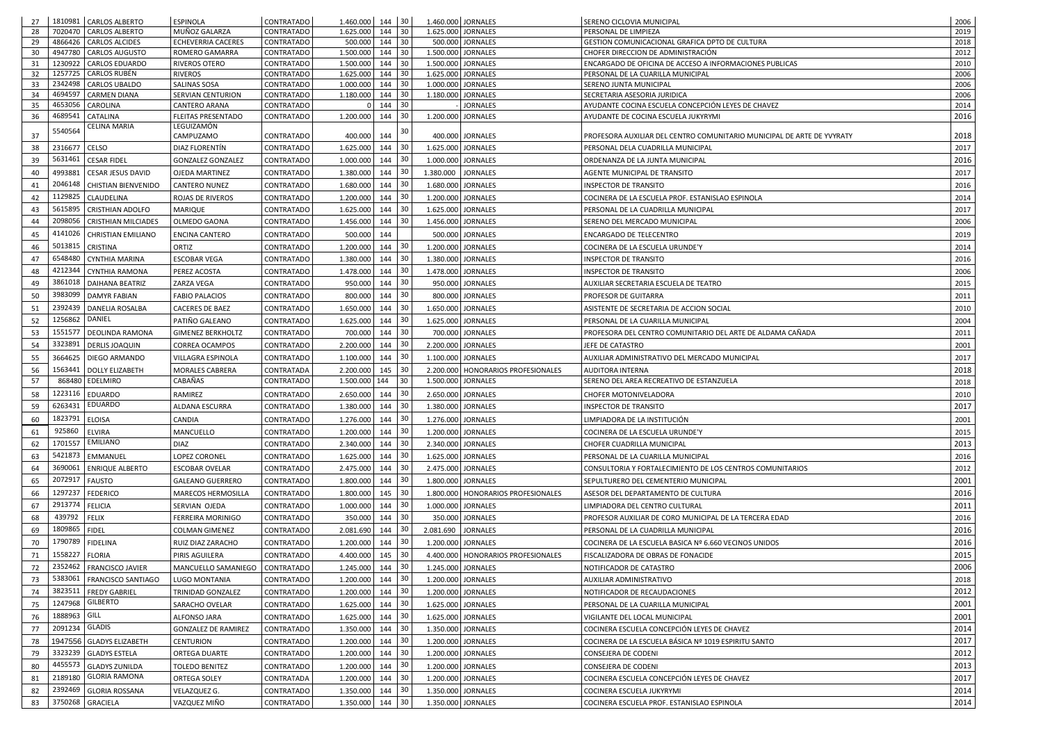| | | | | | | | | | | | |
|---|---|---|---|---|---|---|---|---|---|---|---|
| 27 | 1810981 | CARLOS ALBERTO | ESPINOLA | CONTRATADO | 1.460.000 | 144 | 30 | 1.460.000 | JORNALES | SERENO CICLOVIA MUNICIPAL | 2006 |
| 28 | 7020470 | CARLOS ALBERTO | MUÑOZ GALARZA | CONTRATADO | 1.625.000 | 144 | 30 | 1.625.000 | JORNALES | PERSONAL DE LIMPIEZA | 2019 |
| 29 | 4866426 | CARLOS ALCIDES | ECHEVERRIA CACERES | CONTRATADO | 500.000 | 144 | 30 | 500.000 | JORNALES | GESTION COMUNICACIONAL GRAFICA DPTO DE CULTURA | 2018 |
| 30 | 4947780 | CARLOS AUGUSTO | ROMERO GAMARRA | CONTRATADO | 1.500.000 | 144 | 30 | 1.500.000 | JORNALES | CHOFER DIRECCION DE ADMINISTRACIÓN | 2012 |
| 31 | 1230922 | CARLOS EDUARDO | RIVEROS OTERO | CONTRATADO | 1.500.000 | 144 | 30 | 1.500.000 | JORNALES | ENCARGADO DE OFICINA DE ACCESO A INFORMACIONES PUBLICAS | 2010 |
| 32 | 1257725 | CARLOS RUBÉN | RIVEROS | CONTRATADO | 1.625.000 | 144 | 30 | 1.625.000 | JORNALES | PERSONAL DE LA CUARILLA MUNICIPAL | 2006 |
| 33 | 2342498 | CARLOS UBALDO | SALINAS SOSA | CONTRATADO | 1.000.000 | 144 | 30 | 1.000.000 | JORNALES | SERENO JUNTA MUNICIPAL | 2006 |
| 34 | 4694597 | CARMEN DIANA | SERVIAN CENTURION | CONTRATADO | 1.180.000 | 144 | 30 | 1.180.000 | JORNALES | SECRETARIA ASESORIA JURIDICA | 2006 |
| 35 | 4653056 | CAROLINA | CANTERO ARANA | CONTRATADO | 0 | 144 | 30 | - | JORNALES | AYUDANTE COCINA ESCUELA CONCEPCIÓN LEYES DE CHAVEZ | 2014 |
| 36 | 4689541 | CATALINA | FLEITAS PRESENTADO | CONTRATADO | 1.200.000 | 144 | 30 | 1.200.000 | JORNALES | AYUDANTE DE COCINA ESCUELA JUKYRYMI | 2016 |
| 37 | 5540564 | CELINA MARIA | LEGUIZAMÓN CAMPUZAMO | CONTRATADO | 400.000 | 144 | 30 | 400.000 | JORNALES | PROFESORA AUXILIAR DEL CENTRO COMUNITARIO MUNICIPAL DE ARTE DE YVYRATY | 2018 |
| 38 | 2316677 | CELSO | DIAZ FLORENTÍN | CONTRATADO | 1.625.000 | 144 | 30 | 1.625.000 | JORNALES | PERSONAL DELA CUADRILLA MUNICIPAL | 2017 |
| 39 | 5631461 | CESAR FIDEL | GONZALEZ GONZALEZ | CONTRATADO | 1.000.000 | 144 | 30 | 1.000.000 | JORNALES | ORDENANZA DE LA JUNTA MUNICIPAL | 2016 |
| 40 | 4993881 | CESAR JESUS DAVID | OJEDA MARTINEZ | CONTRATADO | 1.380.000 | 144 | 30 | 1.380.000 | JORNALES | AGENTE MUNICIPAL DE TRANSITO | 2017 |
| 41 | 2046148 | CHISTIAN BIENVENIDO | CANTERO NUNEZ | CONTRATADO | 1.680.000 | 144 | 30 | 1.680.000 | JORNALES | INSPECTOR DE TRANSITO | 2016 |
| 42 | 1129825 | CLAUDELINA | ROJAS DE RIVEROS | CONTRATADO | 1.200.000 | 144 | 30 | 1.200.000 | JORNALES | COCINERA DE LA ESCUELA PROF. ESTANISLAO ESPINOLA | 2014 |
| 43 | 5615895 | CRISTHIAN ADOLFO | MARIQUE | CONTRATADO | 1.625.000 | 144 | 30 | 1.625.000 | JORNALES | PERSONAL DE LA CUADRILLA MUNICIPAL | 2017 |
| 44 | 2098056 | CRISTHIAN MILCIADES | OLMEDO GAONA | CONTRATADO | 1.456.000 | 144 | 30 | 1.456.000 | JORNALES | SERENO DEL MERCADO MUNICIPAL | 2006 |
| 45 | 4141026 | CHRISTIAN EMILIANO | ENCINA CANTERO | CONTRATADO | 500.000 | 144 | | 500.000 | JORNALES | ENCARGADO DE TELECENTRO | 2019 |
| 46 | 5013815 | CRISTINA | ORTIZ | CONTRATADO | 1.200.000 | 144 | 30 | 1.200.000 | JORNALES | COCINERA DE LA ESCUELA URUNDE'Y | 2014 |
| 47 | 6548480 | CYNTHIA MARINA | ESCOBAR VEGA | CONTRATADO | 1.380.000 | 144 | 30 | 1.380.000 | JORNALES | INSPECTOR DE TRANSITO | 2016 |
| 48 | 4212344 | CYNTHIA RAMONA | PEREZ ACOSTA | CONTRATADO | 1.478.000 | 144 | 30 | 1.478.000 | JORNALES | INSPECTOR DE TRANSITO | 2006 |
| 49 | 3861018 | DAIHANA BEATRIZ | ZARZA VEGA | CONTRATADO | 950.000 | 144 | 30 | 950.000 | JORNALES | AUXILIAR SECRETARIA ESCUELA DE TEATRO | 2015 |
| 50 | 3983099 | DAMYR FABIAN | FABIO PALACIOS | CONTRATADO | 800.000 | 144 | 30 | 800.000 | JORNALES | PROFESOR DE GUITARRA | 2011 |
| 51 | 2392439 | DANELIA ROSALBA | CACERES DE BAEZ | CONTRATADO | 1.650.000 | 144 | 30 | 1.650.000 | JORNALES | ASISTENTE DE SECRETARIA DE ACCION SOCIAL | 2010 |
| 52 | 1256862 | DANIEL | PATIÑO GALEANO | CONTRATADO | 1.625.000 | 144 | 30 | 1.625.000 | JORNALES | PERSONAL DE LA CUARILLA MUNICIPAL | 2004 |
| 53 | 1551577 | DEOLINDA RAMONA | GIMENEZ BERKHOLTZ | CONTRATADO | 700.000 | 144 | 30 | 700.000 | JORNALES | PROFESORA DEL CENTRO COMUNITARIO DEL ARTE DE ALDAMA CAÑADA | 2011 |
| 54 | 3323891 | DERLIS JOAQUIN | CORREA OCAMPOS | CONTRATADO | 2.200.000 | 144 | 30 | 2.200.000 | JORNALES | JEFE DE CATASTRO | 2001 |
| 55 | 3664625 | DIEGO ARMANDO | VILLAGRA ESPINOLA | CONTRATADO | 1.100.000 | 144 | 30 | 1.100.000 | JORNALES | AUXILIAR ADMINISTRATIVO DEL MERCADO MUNICIPAL | 2017 |
| 56 | 1563441 | DOLLY ELIZABETH | MORALES CABRERA | CONTRATADA | 2.200.000 | 145 | 30 | 2.200.000 | HONORARIOS PROFESIONALES | AUDITORA INTERNA | 2018 |
| 57 | 868480 | EDELMIRO | CABAÑAS | CONTRATADO | 1.500.000 | 144 | 30 | 1.500.000 | JORNALES | SERENO DEL AREA RECREATIVO DE ESTANZUELA | 2018 |
| 58 | 1223116 | EDUARDO | RAMIREZ | CONTRATADO | 2.650.000 | 144 | 30 | 2.650.000 | JORNALES | CHOFER MOTONIVELADORA | 2010 |
| 59 | 6263431 | EDUARDO | ALDANA ESCURRA | CONTRATADO | 1.380.000 | 144 | 30 | 1.380.000 | JORNALES | INSPECTOR DE TRANSITO | 2017 |
| 60 | 1823791 | ELOISA | CANDIA | CONTRATADO | 1.276.000 | 144 | 30 | 1.276.000 | JORNALES | LIMPIADORA DE LA INSTITUCIÓN | 2001 |
| 61 | 925860 | ELVIRA | MANCUELLO | CONTRATADO | 1.200.000 | 144 | 30 | 1.200.000 | JORNALES | COCINERA DE LA ESCUELA URUNDE'Y | 2015 |
| 62 | 1701557 | EMILIANO | DIAZ | CONTRATADO | 2.340.000 | 144 | 30 | 2.340.000 | JORNALES | CHOFER CUADRILLA MUNICIPAL | 2013 |
| 63 | 5421873 | EMMANUEL | LOPEZ CORONEL | CONTRATADO | 1.625.000 | 144 | 30 | 1.625.000 | JORNALES | PERSONAL DE LA CUARILLA MUNICIPAL | 2016 |
| 64 | 3690061 | ENRIQUE ALBERTO | ESCOBAR OVELAR | CONTRATADO | 2.475.000 | 144 | 30 | 2.475.000 | JORNALES | CONSULTORIA Y FORTALECIMIENTO DE LOS CENTROS COMUNITARIOS | 2012 |
| 65 | 2072917 | FAUSTO | GALEANO GUERRERO | CONTRATADO | 1.800.000 | 144 | 30 | 1.800.000 | JORNALES | SEPULTURERO DEL CEMENTERIO MUNICIPAL | 2001 |
| 66 | 1297237 | FEDERICO | MARECOS HERMOSILLA | CONTRATADO | 1.800.000 | 145 | 30 | 1.800.000 | HONORARIOS PROFESIONALES | ASESOR DEL DEPARTAMENTO DE CULTURA | 2016 |
| 67 | 2913774 | FELICIA | SERVIAN OJEDA | CONTRATADO | 1.000.000 | 144 | 30 | 1.000.000 | JORNALES | LIMPIADORA DEL CENTRO CULTURAL | 2011 |
| 68 | 439792 | FELIX | FERREIRA MORINIGO | CONTRATADO | 350.000 | 144 | 30 | 350.000 | JORNALES | PROFESOR AUXILIAR DE CORO MUNICIPAL DE LA TERCERA EDAD | 2016 |
| 69 | 1809865 | FIDEL | COLMAN GIMENEZ | CONTRATADO | 2.081.690 | 144 | 30 | 2.081.690 | JORNALES | PERSONAL DE LA CUADRILLA MUNICIPAL | 2016 |
| 70 | 1790789 | FIDELINA | RUIZ DIAZ ZARACHO | CONTRATADO | 1.200.000 | 144 | 30 | 1.200.000 | JORNALES | COCINERA DE LA ESCUELA BASICA Nº 6.660 VECINOS UNIDOS | 2016 |
| 71 | 1558227 | FLORIA | PIRIS AGUILERA | CONTRATADO | 4.400.000 | 145 | 30 | 4.400.000 | HONORARIOS PROFESIONALES | FISCALIZADORA DE OBRAS DE FONACIDE | 2015 |
| 72 | 2352462 | FRANCISCO JAVIER | MANCUELLO SAMANIEGO | CONTRATADO | 1.245.000 | 144 | 30 | 1.245.000 | JORNALES | NOTIFICADOR DE CATASTRO | 2006 |
| 73 | 5383061 | FRANCISCO SANTIAGO | LUGO MONTANIA | CONTRATADO | 1.200.000 | 144 | 30 | 1.200.000 | JORNALES | AUXILIAR ADMINISTRATIVO | 2018 |
| 74 | 3823511 | FREDY GABRIEL | TRINIDAD GONZALEZ | CONTRATADO | 1.200.000 | 144 | 30 | 1.200.000 | JORNALES | NOTIFICADOR DE RECAUDACIONES | 2012 |
| 75 | 1247968 | GILBERTO | SARACHO OVELAR | CONTRATADO | 1.625.000 | 144 | 30 | 1.625.000 | JORNALES | PERSONAL DE LA CUARILLA MUNICIPAL | 2001 |
| 76 | 1888963 | GILL | ALFONSO JARA | CONTRATADO | 1.625.000 | 144 | 30 | 1.625.000 | JORNALES | VIGILANTE DEL LOCAL MUNICIPAL | 2001 |
| 77 | 2091234 | GLADIS | GONZALEZ DE RAMIREZ | CONTRATADO | 1.350.000 | 144 | 30 | 1.350.000 | JORNALES | COCINERA ESCUELA CONCEPCIÓN LEYES DE CHAVEZ | 2014 |
| 78 | 1947556 | GLADYS ELIZABETH | CENTURION | CONTRATADO | 1.200.000 | 144 | 30 | 1.200.000 | JORNALES | COCINERA DE LA ESCUELA BÁSICA Nº 1019 ESPIRITU SANTO | 2017 |
| 79 | 3323239 | GLADYS ESTELA | ORTEGA DUARTE | CONTRATADO | 1.200.000 | 144 | 30 | 1.200.000 | JORNALES | CONSEJERA DE CODENI | 2012 |
| 80 | 4455573 | GLADYS ZUNILDA | TOLEDO BENITEZ | CONTRATADO | 1.200.000 | 144 | 30 | 1.200.000 | JORNALES | CONSEJERA DE CODENI | 2013 |
| 81 | 2189180 | GLORIA RAMONA | ORTEGA SOLEY | CONTRATADA | 1.200.000 | 144 | 30 | 1.200.000 | JORNALES | COCINERA ESCUELA CONCEPCIÓN LEYES DE CHAVEZ | 2017 |
| 82 | 2392469 | GLORIA ROSSANA | VELAZQUEZ G. | CONTRATADO | 1.350.000 | 144 | 30 | 1.350.000 | JORNALES | COCINERA ESCUELA JUKYRYMI | 2014 |
| 83 | 3750268 | GRACIELA | VAZQUEZ MIÑO | CONTRATADO | 1.350.000 | 144 | 30 | 1.350.000 | JORNALES | COCINERA ESCUELA PROF. ESTANISLAO ESPINOLA | 2014 |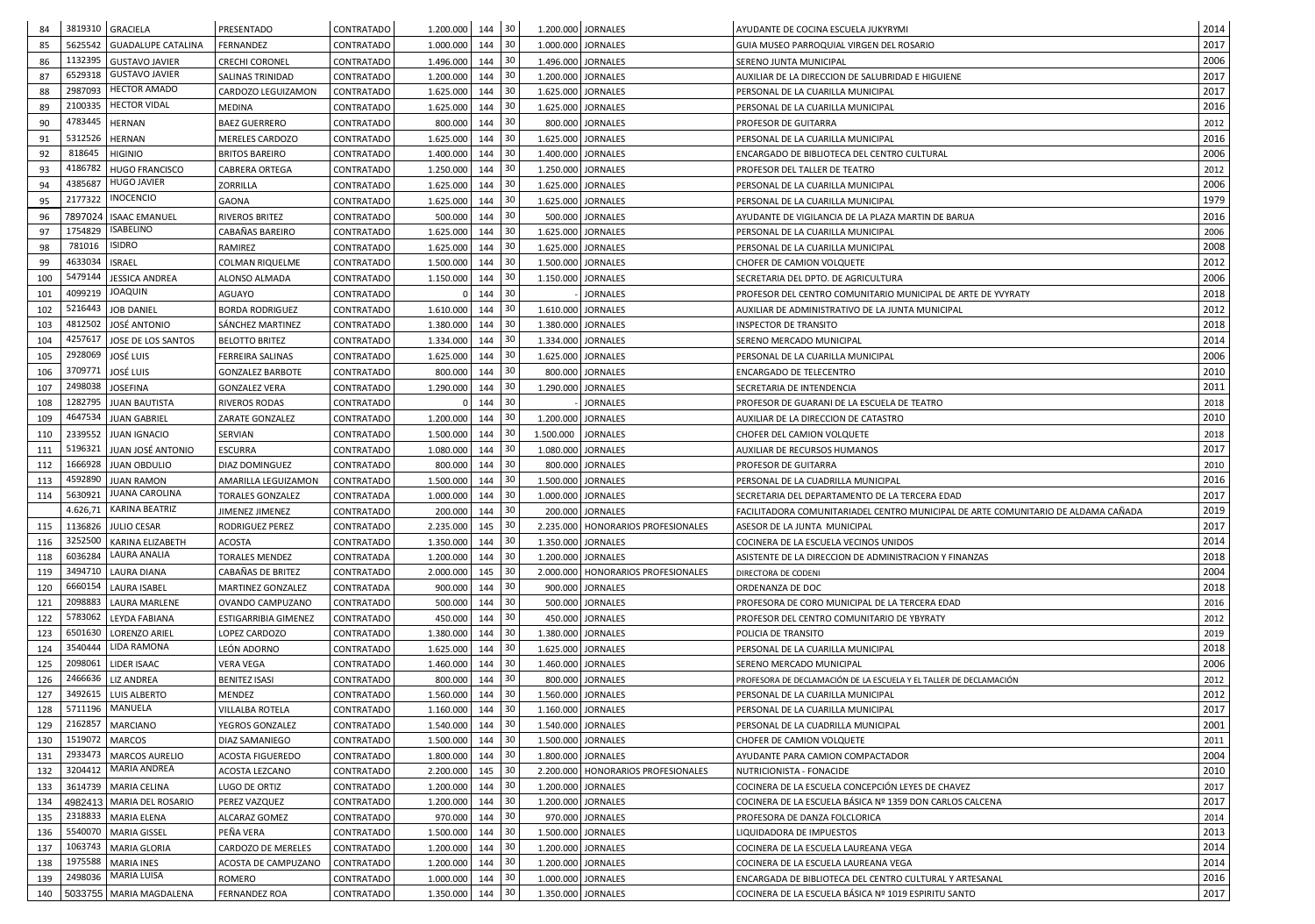| 84 | 3819310 | GRACIELA | PRESENTADO | CONTRATADO | 1.200.000 | 144 | 30 | 1.200.000 | JORNALES | AYUDANTE DE COCINA ESCUELA JUKYRYMI | 2014 |
|---|---|---|---|---|---|---|---|---|---|---|---|
| 85 | 5625542 | GUADALUPE CATALINA | FERNANDEZ | CONTRATADO | 1.000.000 | 144 | 30 | 1.000.000 | JORNALES | GUIA MUSEO PARROQUIAL VIRGEN DEL ROSARIO | 2017 |
| 86 | 1132395 | GUSTAVO JAVIER | CRECHI CORONEL | CONTRATADO | 1.496.000 | 144 | 30 | 1.496.000 | JORNALES | SERENO JUNTA MUNICIPAL | 2006 |
| 87 | 6529318 | GUSTAVO JAVIER | SALINAS TRINIDAD | CONTRATADO | 1.200.000 | 144 | 30 | 1.200.000 | JORNALES | AUXILIAR DE LA DIRECCION DE SALUBRIDAD E HIGUIENE | 2017 |
| 88 | 2987093 | HECTOR AMADO | CARDOZO LEGUIZAMON | CONTRATADO | 1.625.000 | 144 | 30 | 1.625.000 | JORNALES | PERSONAL DE LA CUARILLA MUNICIPAL | 2017 |
| 89 | 2100335 | HECTOR VIDAL | MEDINA | CONTRATADO | 1.625.000 | 144 | 30 | 1.625.000 | JORNALES | PERSONAL DE LA CUARILLA MUNICIPAL | 2016 |
| 90 | 4783445 | HERNAN | BAEZ GUERRERO | CONTRATADO | 800.000 | 144 | 30 | 800.000 | JORNALES | PROFESOR DE GUITARRA | 2012 |
| 91 | 5312526 | HERNAN | MERELES CARDOZO | CONTRATADO | 1.625.000 | 144 | 30 | 1.625.000 | JORNALES | PERSONAL DE LA CUARILLA MUNICIPAL | 2016 |
| 92 | 818645 | HIGINIO | BRITOS BAREIRO | CONTRATADO | 1.400.000 | 144 | 30 | 1.400.000 | JORNALES | ENCARGADO DE BIBLIOTECA DEL CENTRO CULTURAL | 2006 |
| 93 | 4186782 | HUGO FRANCISCO | CABRERA ORTEGA | CONTRATADO | 1.250.000 | 144 | 30 | 1.250.000 | JORNALES | PROFESOR DEL TALLER DE TEATRO | 2012 |
| 94 | 4385687 | HUGO JAVIER | ZORRILLA | CONTRATADO | 1.625.000 | 144 | 30 | 1.625.000 | JORNALES | PERSONAL DE LA CUARILLA MUNICIPAL | 2006 |
| 95 | 2177322 | INOCENCIO | GAONA | CONTRATADO | 1.625.000 | 144 | 30 | 1.625.000 | JORNALES | PERSONAL DE LA CUARILLA MUNICIPAL | 1979 |
| 96 | 7897024 | ISAAC EMANUEL | RIVEROS BRITEZ | CONTRATADO | 500.000 | 144 | 30 | 500.000 | JORNALES | AYUDANTE DE VIGILANCIA DE LA PLAZA MARTIN DE BARUA | 2016 |
| 97 | 1754829 | ISABELINO | CABAÑAS BAREIRO | CONTRATADO | 1.625.000 | 144 | 30 | 1.625.000 | JORNALES | PERSONAL DE LA CUARILLA MUNICIPAL | 2006 |
| 98 | 781016 | ISIDRO | RAMIREZ | CONTRATADO | 1.625.000 | 144 | 30 | 1.625.000 | JORNALES | PERSONAL DE LA CUARILLA MUNICIPAL | 2008 |
| 99 | 4633034 | ISRAEL | COLMAN RIQUELME | CONTRATADO | 1.500.000 | 144 | 30 | 1.500.000 | JORNALES | CHOFER DE CAMION VOLQUETE | 2012 |
| 100 | 5479144 | JESSICA ANDREA | ALONSO ALMADA | CONTRATADO | 1.150.000 | 144 | 30 | 1.150.000 | JORNALES | SECRETARIA DEL DPTO. DE AGRICULTURA | 2006 |
| 101 | 4099219 | JOAQUIN | AGUAYO | CONTRATADO | 0 | 144 | 30 | - | JORNALES | PROFESOR DEL CENTRO COMUNITARIO MUNICIPAL DE ARTE DE YVYRATY | 2018 |
| 102 | 5216443 | JOB DANIEL | BORDA RODRIGUEZ | CONTRATADO | 1.610.000 | 144 | 30 | 1.610.000 | JORNALES | AUXILIAR DE ADMINISTRATIVO DE LA JUNTA MUNICIPAL | 2012 |
| 103 | 4812502 | JOSÉ ANTONIO | SÁNCHEZ MARTINEZ | CONTRATADO | 1.380.000 | 144 | 30 | 1.380.000 | JORNALES | INSPECTOR DE TRANSITO | 2018 |
| 104 | 4257617 | JOSE DE LOS SANTOS | BELOTTO BRITEZ | CONTRATADO | 1.334.000 | 144 | 30 | 1.334.000 | JORNALES | SERENO MERCADO MUNICIPAL | 2014 |
| 105 | 2928069 | JOSÉ LUIS | FERREIRA SALINAS | CONTRATADO | 1.625.000 | 144 | 30 | 1.625.000 | JORNALES | PERSONAL DE LA CUARILLA MUNICIPAL | 2006 |
| 106 | 3709771 | JOSÉ LUIS | GONZALEZ BARBOTE | CONTRATADO | 800.000 | 144 | 30 | 800.000 | JORNALES | ENCARGADO DE TELECENTRO | 2010 |
| 107 | 2498038 | JOSEFINA | GONZALEZ VERA | CONTRATADO | 1.290.000 | 144 | 30 | 1.290.000 | JORNALES | SECRETARIA DE INTENDENCIA | 2011 |
| 108 | 1282795 | JUAN BAUTISTA | RIVEROS RODAS | CONTRATADO | 0 | 144 | 30 | - | JORNALES | PROFESOR DE GUARANI DE LA ESCUELA DE TEATRO | 2018 |
| 109 | 4647534 | JUAN GABRIEL | ZARATE GONZALEZ | CONTRATADO | 1.200.000 | 144 | 30 | 1.200.000 | JORNALES | AUXILIAR DE LA DIRECCION DE CATASTRO | 2010 |
| 110 | 2339552 | JUAN IGNACIO | SERVIAN | CONTRATADO | 1.500.000 | 144 | 30 | 1.500.000 | JORNALES | CHOFER DEL CAMION VOLQUETE | 2018 |
| 111 | 5196321 | JUAN JOSÉ ANTONIO | ESCURRA | CONTRATADO | 1.080.000 | 144 | 30 | 1.080.000 | JORNALES | AUXILIAR DE RECURSOS HUMANOS | 2017 |
| 112 | 1666928 | JUAN OBDULIO | DIAZ DOMINGUEZ | CONTRATADO | 800.000 | 144 | 30 | 800.000 | JORNALES | PROFESOR DE GUITARRA | 2010 |
| 113 | 4592890 | JUAN RAMON | AMARILLA LEGUIZAMON | CONTRATADO | 1.500.000 | 144 | 30 | 1.500.000 | JORNALES | PERSONAL DE LA CUADRILLA MUNICIPAL | 2016 |
| 114 | 5630921 | JUANA CAROLINA | TORALES GONZALEZ | CONTRATADA | 1.000.000 | 144 | 30 | 1.000.000 | JORNALES | SECRETARIA DEL DEPARTAMENTO DE LA TERCERA EDAD | 2017 |
| | 4.626,71 | KARINA BEATRIZ | JIMENEZ JIMENEZ | CONTRATADO | 200.000 | 144 | 30 | 200.000 | JORNALES | FACILITADORA COMUNITARIADEL CENTRO MUNICIPAL DE ARTE COMUNITARIO DE ALDAMA CAÑADA | 2019 |
| 115 | 1136826 | JULIO CESAR | RODRIGUEZ PEREZ | CONTRATADO | 2.235.000 | 145 | 30 | 2.235.000 | HONORARIOS PROFESIONALES | ASESOR DE LA JUNTA MUNICIPAL | 2017 |
| 116 | 3252500 | KARINA ELIZABETH | ACOSTA | CONTRATADO | 1.350.000 | 144 | 30 | 1.350.000 | JORNALES | COCINERA DE LA ESCUELA VECINOS UNIDOS | 2014 |
| 118 | 6036284 | LAURA ANALIA | TORALES MENDEZ | CONTRATADA | 1.200.000 | 144 | 30 | 1.200.000 | JORNALES | ASISTENTE DE LA DIRECCION DE ADMINISTRACION Y FINANZAS | 2018 |
| 119 | 3494710 | LAURA DIANA | CABAÑAS DE BRITEZ | CONTRATADO | 2.000.000 | 145 | 30 | 2.000.000 | HONORARIOS PROFESIONALES | DIRECTORA DE CODENI | 2004 |
| 120 | 6660154 | LAURA ISABEL | MARTINEZ GONZALEZ | CONTRATADA | 900.000 | 144 | 30 | 900.000 | JORNALES | ORDENANZA DE DOC | 2018 |
| 121 | 2098883 | LAURA MARLENE | OVANDO CAMPUZANO | CONTRATADO | 500.000 | 144 | 30 | 500.000 | JORNALES | PROFESORA DE CORO MUNICIPAL DE LA TERCERA EDAD | 2016 |
| 122 | 5783062 | LEYDA FABIANA | ESTIGARRIBIA GIMENEZ | CONTRATADO | 450.000 | 144 | 30 | 450.000 | JORNALES | PROFESOR DEL CENTRO COMUNITARIO DE YBYRATY | 2012 |
| 123 | 6501630 | LORENZO ARIEL | LOPEZ CARDOZO | CONTRATADO | 1.380.000 | 144 | 30 | 1.380.000 | JORNALES | POLICIA DE TRANSITO | 2019 |
| 124 | 3540444 | LIDA RAMONA | LEÓN ADORNO | CONTRATADO | 1.625.000 | 144 | 30 | 1.625.000 | JORNALES | PERSONAL DE LA CUARILLA MUNICIPAL | 2018 |
| 125 | 2098061 | LIDER ISAAC | VERA VEGA | CONTRATADO | 1.460.000 | 144 | 30 | 1.460.000 | JORNALES | SERENO MERCADO MUNICIPAL | 2006 |
| 126 | 2466636 | LIZ ANDREA | BENITEZ ISASI | CONTRATADO | 800.000 | 144 | 30 | 800.000 | JORNALES | PROFESORA DE DECLAMACIÓN DE LA ESCUELA Y EL TALLER DE DECLAMACIÓN | 2012 |
| 127 | 3492615 | LUIS ALBERTO | MENDEZ | CONTRATADO | 1.560.000 | 144 | 30 | 1.560.000 | JORNALES | PERSONAL DE LA CUARILLA MUNICIPAL | 2012 |
| 128 | 5711196 | MANUELA | VILLALBA ROTELA | CONTRATADO | 1.160.000 | 144 | 30 | 1.160.000 | JORNALES | PERSONAL DE LA CUARILLA MUNICIPAL | 2017 |
| 129 | 2162857 | MARCIANO | YEGROS GONZALEZ | CONTRATADO | 1.540.000 | 144 | 30 | 1.540.000 | JORNALES | PERSONAL DE LA CUADRILLA MUNICIPAL | 2001 |
| 130 | 1519072 | MARCOS | DIAZ SAMANIEGO | CONTRATADO | 1.500.000 | 144 | 30 | 1.500.000 | JORNALES | CHOFER DE CAMION VOLQUETE | 2011 |
| 131 | 2933473 | MARCOS AURELIO | ACOSTA FIGUEREDO | CONTRATADO | 1.800.000 | 144 | 30 | 1.800.000 | JORNALES | AYUDANTE PARA CAMION COMPACTADOR | 2004 |
| 132 | 3204412 | MARIA ANDREA | ACOSTA LEZCANO | CONTRATADO | 2.200.000 | 145 | 30 | 2.200.000 | HONORARIOS PROFESIONALES | NUTRICIONISTA - FONACIDE | 2010 |
| 133 | 3614739 | MARIA CELINA | LUGO DE ORTIZ | CONTRATADO | 1.200.000 | 144 | 30 | 1.200.000 | JORNALES | COCINERA DE LA ESCUELA CONCEPCIÓN LEYES DE CHAVEZ | 2017 |
| 134 | 4982413 | MARIA DEL ROSARIO | PEREZ VAZQUEZ | CONTRATADO | 1.200.000 | 144 | 30 | 1.200.000 | JORNALES | COCINERA DE LA ESCUELA BÁSICA Nº 1359 DON CARLOS CALCENA | 2017 |
| 135 | 2318833 | MARIA ELENA | ALCARAZ GOMEZ | CONTRATADO | 970.000 | 144 | 30 | 970.000 | JORNALES | PROFESORA DE DANZA FOLCLORICA | 2014 |
| 136 | 5540070 | MARIA GISSEL | PEÑA VERA | CONTRATADO | 1.500.000 | 144 | 30 | 1.500.000 | JORNALES | LIQUIDADORA DE IMPUESTOS | 2013 |
| 137 | 1063743 | MARIA GLORIA | CARDOZO DE MERELES | CONTRATADO | 1.200.000 | 144 | 30 | 1.200.000 | JORNALES | COCINERA DE LA ESCUELA LAUREANA VEGA | 2014 |
| 138 | 1975588 | MARIA INES | ACOSTA DE CAMPUZANO | CONTRATADO | 1.200.000 | 144 | 30 | 1.200.000 | JORNALES | COCINERA DE LA ESCUELA LAUREANA VEGA | 2014 |
| 139 | 2498036 | MARIA LUISA | ROMERO | CONTRATADO | 1.000.000 | 144 | 30 | 1.000.000 | JORNALES | ENCARGADA DE BIBLIOTECA DEL CENTRO CULTURAL Y ARTESANAL | 2016 |
| 140 | 5033755 | MARIA MAGDALENA | FERNANDEZ ROA | CONTRATADO | 1.350.000 | 144 | 30 | 1.350.000 | JORNALES | COCINERA DE LA ESCUELA BÁSICA Nº 1019 ESPIRITU SANTO | 2017 |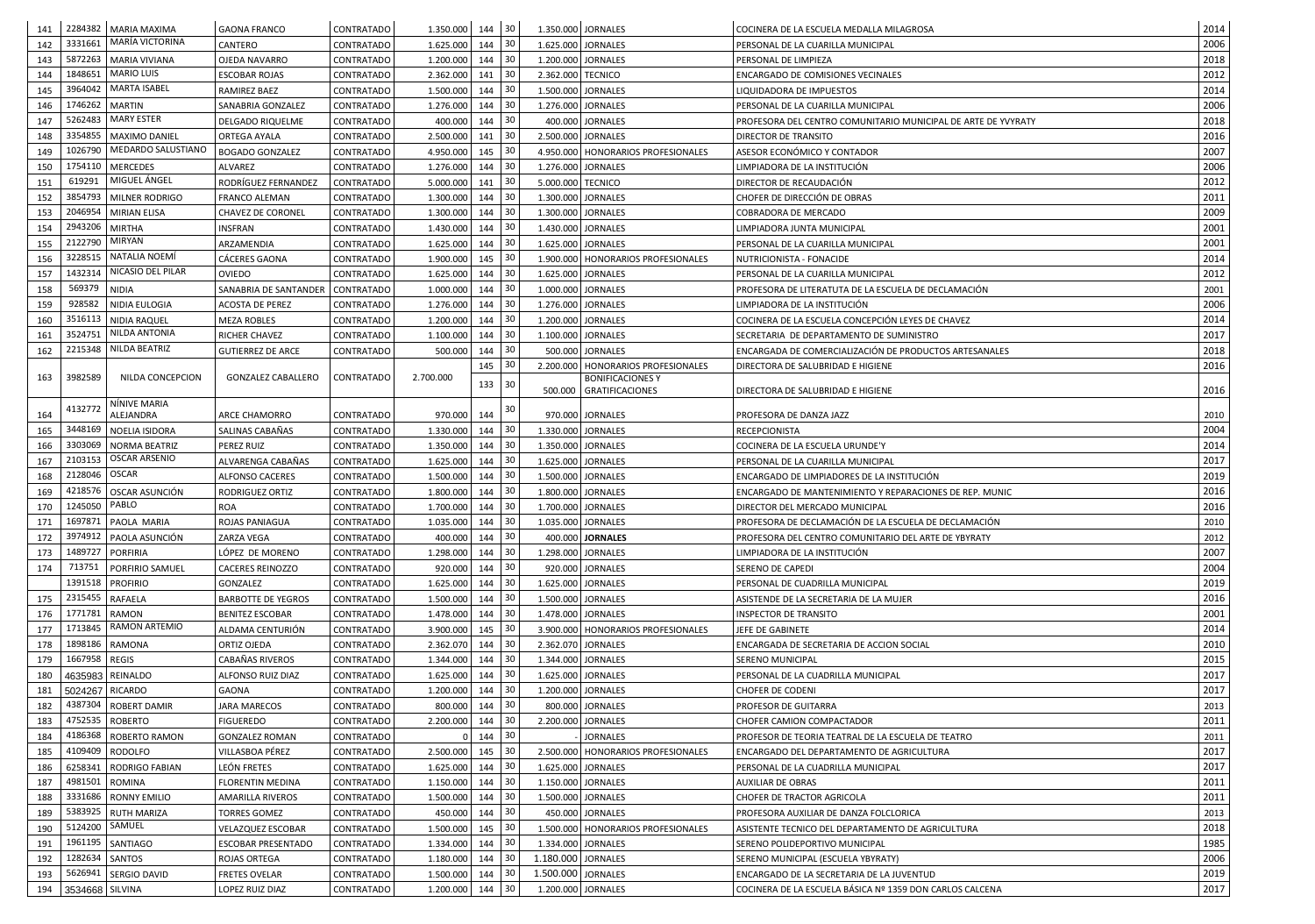| 141 | 2284382 | MARIA MAXIMA | GAONA FRANCO | CONTRATADO | 1.350.000 | 144 | 30 | 1.350.000 | JORNALES | COCINERA DE LA ESCUELA MEDALLA MILAGROSA | 2014 |
|---|---|---|---|---|---|---|---|---|---|---|---|
| 142 | 3331661 | MARÍA VICTORINA | CANTERO | CONTRATADO | 1.625.000 | 144 | 30 | 1.625.000 | JORNALES | PERSONAL DE LA CUARILLA MUNICIPAL | 2006 |
| 143 | 5872263 | MARIA VIVIANA | OJEDA NAVARRO | CONTRATADO | 1.200.000 | 144 | 30 | 1.200.000 | JORNALES | PERSONAL DE LIMPIEZA | 2018 |
| 144 | 1848651 | MARIO LUIS | ESCOBAR ROJAS | CONTRATADO | 2.362.000 | 141 | 30 | 2.362.000 | TECNICO | ENCARGADO DE COMISIONES VECINALES | 2012 |
| 145 | 3964042 | MARTA ISABEL | RAMIREZ BAEZ | CONTRATADO | 1.500.000 | 144 | 30 | 1.500.000 | JORNALES | LIQUIDADORA DE IMPUESTOS | 2014 |
| 146 | 1746262 | MARTIN | SANABRIA GONZALEZ | CONTRATADO | 1.276.000 | 144 | 30 | 1.276.000 | JORNALES | PERSONAL DE LA CUARILLA MUNICIPAL | 2006 |
| 147 | 5262483 | MARY ESTER | DELGADO RIQUELME | CONTRATADO | 400.000 | 144 | 30 | 400.000 | JORNALES | PROFESORA DEL CENTRO COMUNITARIO MUNICIPAL DE ARTE DE YVYRATY | 2018 |
| 148 | 3354855 | MAXIMO DANIEL | ORTEGA AYALA | CONTRATADO | 2.500.000 | 141 | 30 | 2.500.000 | JORNALES | DIRECTOR DE TRANSITO | 2016 |
| 149 | 1026790 | MEDARDO SALUSTIANO | BOGADO GONZALEZ | CONTRATADO | 4.950.000 | 145 | 30 | 4.950.000 | HONORARIOS PROFESIONALES | ASESOR ECONÓMICO Y CONTADOR | 2007 |
| 150 | 1754110 | MERCEDES | ALVAREZ | CONTRATADO | 1.276.000 | 144 | 30 | 1.276.000 | JORNALES | LIMPIADORA DE LA INSTITUCIÓN | 2006 |
| 151 | 619291 | MIGUEL ÁNGEL | RODRÍGUEZ FERNANDEZ | CONTRATADO | 5.000.000 | 141 | 30 | 5.000.000 | TECNICO | DIRECTOR DE RECAUDACIÓN | 2012 |
| 152 | 3854793 | MILNER RODRIGO | FRANCO ALEMAN | CONTRATADO | 1.300.000 | 144 | 30 | 1.300.000 | JORNALES | CHOFER DE DIRECCIÓN DE OBRAS | 2011 |
| 153 | 2046954 | MIRIAN ELISA | CHAVEZ DE CORONEL | CONTRATADO | 1.300.000 | 144 | 30 | 1.300.000 | JORNALES | COBRADORA DE MERCADO | 2009 |
| 154 | 2943206 | MIRTHA | INSFRAN | CONTRATADO | 1.430.000 | 144 | 30 | 1.430.000 | JORNALES | LIMPIADORA JUNTA MUNICIPAL | 2001 |
| 155 | 2122790 | MIRYAN | ARZAMENDIA | CONTRATADO | 1.625.000 | 144 | 30 | 1.625.000 | JORNALES | PERSONAL DE LA CUARILLA MUNICIPAL | 2001 |
| 156 | 3228515 | NATALIA NOEMÍ | CÁCERES GAONA | CONTRATADO | 1.900.000 | 145 | 30 | 1.900.000 | HONORARIOS PROFESIONALES | NUTRICIONISTA - FONACIDE | 2014 |
| 157 | 1432314 | NICASIO DEL PILAR | OVIEDO | CONTRATADO | 1.625.000 | 144 | 30 | 1.625.000 | JORNALES | PERSONAL DE LA CUARILLA MUNICIPAL | 2012 |
| 158 | 569379 | NIDIA | SANABRIA DE SANTANDER | CONTRATADO | 1.000.000 | 144 | 30 | 1.000.000 | JORNALES | PROFESORA DE LITERATUTA DE LA ESCUELA DE DECLAMACIÓN | 2001 |
| 159 | 928582 | NIDIA EULOGIA | ACOSTA DE PEREZ | CONTRATADO | 1.276.000 | 144 | 30 | 1.276.000 | JORNALES | LIMPIADORA DE LA INSTITUCIÓN | 2006 |
| 160 | 3516113 | NIDIA RAQUEL | MEZA ROBLES | CONTRATADO | 1.200.000 | 144 | 30 | 1.200.000 | JORNALES | COCINERA DE LA ESCUELA CONCEPCIÓN LEYES DE CHAVEZ | 2014 |
| 161 | 3524751 | NILDA ANTONIA | RICHER CHAVEZ | CONTRATADO | 1.100.000 | 144 | 30 | 1.100.000 | JORNALES | SECRETARIA DE DEPARTAMENTO DE SUMINISTRO | 2017 |
| 162 | 2215348 | NILDA BEATRIZ | GUTIERREZ DE ARCE | CONTRATADO | 500.000 | 144 | 30 | 500.000 | JORNALES | ENCARGADA DE COMERCIALIZACIÓN DE PRODUCTOS ARTESANALES | 2018 |
| 163 | 3982589 | NILDA CONCEPCION | GONZALEZ CABALLERO | CONTRATADO | 2.700.000 | 145 | 30 | 2.200.000 | HONORARIOS PROFESIONALES | DIRECTORA DE SALUBRIDAD E HIGIENE | 2016 |
| | | | | | | 133 | 30 | 500.000 | BONIFICACIONES Y GRATIFICACIONES | DIRECTORA DE SALUBRIDAD E HIGIENE | 2016 |
| 164 | 4132772 | NÍNIVE MARIA ALEJANDRA | ARCE CHAMORRO | CONTRATADO | 970.000 | 144 | 30 | 970.000 | JORNALES | PROFESORA DE DANZA JAZZ | 2010 |
| 165 | 3448169 | NOELIA ISIDORA | SALINAS CABAÑAS | CONTRATADO | 1.330.000 | 144 | 30 | 1.330.000 | JORNALES | RECEPCIONISTA | 2004 |
| 166 | 3303069 | NORMA BEATRIZ | PEREZ RUIZ | CONTRATADO | 1.350.000 | 144 | 30 | 1.350.000 | JORNALES | COCINERA DE LA ESCUELA URUNDE'Y | 2014 |
| 167 | 2103153 | OSCAR ARSENIO | ALVARENGA CABAÑAS | CONTRATADO | 1.625.000 | 144 | 30 | 1.625.000 | JORNALES | PERSONAL DE LA CUARILLA MUNICIPAL | 2017 |
| 168 | 2128046 | OSCAR | ALFONSO CACERES | CONTRATADO | 1.500.000 | 144 | 30 | 1.500.000 | JORNALES | ENCARGADO DE LIMPIADORES DE LA INSTITUCIÓN | 2019 |
| 169 | 4218576 | OSCAR ASUNCIÓN | RODRIGUEZ ORTIZ | CONTRATADO | 1.800.000 | 144 | 30 | 1.800.000 | JORNALES | ENCARGADO DE MANTENIMIENTO Y REPARACIONES DE REP. MUNIC | 2016 |
| 170 | 1245050 | PABLO | ROA | CONTRATADO | 1.700.000 | 144 | 30 | 1.700.000 | JORNALES | DIRECTOR DEL MERCADO MUNICIPAL | 2016 |
| 171 | 1697871 | PAOLA MARIA | ROJAS PANIAGUA | CONTRATADO | 1.035.000 | 144 | 30 | 1.035.000 | JORNALES | PROFESORA DE DECLAMACIÓN DE LA ESCUELA DE DECLAMACIÓN | 2010 |
| 172 | 3974912 | PAOLA ASUNCIÓN | ZARZA VEGA | CONTRATADO | 400.000 | 144 | 30 | 400.000 | **JORNALES** | PROFESORA DEL CENTRO COMUNITARIO DEL ARTE DE YBYRATY | 2012 |
| 173 | 1489727 | PORFIRIA | LÓPEZ DE MORENO | CONTRATADO | 1.298.000 | 144 | 30 | 1.298.000 | JORNALES | LIMPIADORA DE LA INSTITUCIÓN | 2007 |
| 174 | 713751 | PORFIRIO SAMUEL | CACERES REINOZZO | CONTRATADO | 920.000 | 144 | 30 | 920.000 | JORNALES | SERENO DE CAPEDI | 2004 |
| | 1391518 | PROFIRIO | GONZALEZ | CONTRATADO | 1.625.000 | 144 | 30 | 1.625.000 | JORNALES | PERSONAL DE CUADRILLA MUNICIPAL | 2019 |
| 175 | 2315455 | RAFAELA | BARBOTTE DE YEGROS | CONTRATADO | 1.500.000 | 144 | 30 | 1.500.000 | JORNALES | ASISTENDE DE LA SECRETARIA DE LA MUJER | 2016 |
| 176 | 1771781 | RAMON | BENITEZ ESCOBAR | CONTRATADO | 1.478.000 | 144 | 30 | 1.478.000 | JORNALES | INSPECTOR DE TRANSITO | 2001 |
| 177 | 1713845 | RAMON ARTEMIO | ALDAMA CENTURIÓN | CONTRATADO | 3.900.000 | 145 | 30 | 3.900.000 | HONORARIOS PROFESIONALES | JEFE DE GABINETE | 2014 |
| 178 | 1898186 | RAMONA | ORTIZ OJEDA | CONTRATADO | 2.362.070 | 144 | 30 | 2.362.070 | JORNALES | ENCARGADA DE SECRETARIA DE ACCION SOCIAL | 2010 |
| 179 | 1667958 | REGIS | CABAÑAS RIVEROS | CONTRATADO | 1.344.000 | 144 | 30 | 1.344.000 | JORNALES | SERENO MUNICIPAL | 2015 |
| 180 | 4635983 | REINALDO | ALFONSO RUIZ DIAZ | CONTRATADO | 1.625.000 | 144 | 30 | 1.625.000 | JORNALES | PERSONAL DE LA CUADRILLA MUNICIPAL | 2017 |
| 181 | 5024267 | RICARDO | GAONA | CONTRATADO | 1.200.000 | 144 | 30 | 1.200.000 | JORNALES | CHOFER DE CODENI | 2017 |
| 182 | 4387304 | ROBERT DAMIR | JARA MARECOS | CONTRATADO | 800.000 | 144 | 30 | 800.000 | JORNALES | PROFESOR DE GUITARRA | 2013 |
| 183 | 4752535 | ROBERTO | FIGUEREDO | CONTRATADO | 2.200.000 | 144 | 30 | 2.200.000 | JORNALES | CHOFER CAMION COMPACTADOR | 2011 |
| 184 | 4186368 | ROBERTO RAMON | GONZALEZ ROMAN | CONTRATADO | 0 | 144 | 30 | - | JORNALES | PROFESOR DE TEORIA TEATRAL DE LA ESCUELA DE TEATRO | 2011 |
| 185 | 4109409 | RODOLFO | VILLASBOA PÉREZ | CONTRATADO | 2.500.000 | 145 | 30 | 2.500.000 | HONORARIOS PROFESIONALES | ENCARGADO DEL DEPARTAMENTO DE AGRICULTURA | 2017 |
| 186 | 6258341 | RODRIGO FABIAN | LEÓN FRETES | CONTRATADO | 1.625.000 | 144 | 30 | 1.625.000 | JORNALES | PERSONAL DE LA CUADRILLA MUNICIPAL | 2017 |
| 187 | 4981501 | ROMINA | FLORENTIN MEDINA | CONTRATADO | 1.150.000 | 144 | 30 | 1.150.000 | JORNALES | AUXILIAR DE OBRAS | 2011 |
| 188 | 3331686 | RONNY EMILIO | AMARILLA RIVEROS | CONTRATADO | 1.500.000 | 144 | 30 | 1.500.000 | JORNALES | CHOFER DE TRACTOR AGRICOLA | 2011 |
| 189 | 5383925 | RUTH MARIZA | TORRES GOMEZ | CONTRATADO | 450.000 | 144 | 30 | 450.000 | JORNALES | PROFESORA AUXILIAR DE DANZA FOLCLORICA | 2013 |
| 190 | 5124200 | SAMUEL | VELAZQUEZ ESCOBAR | CONTRATADO | 1.500.000 | 145 | 30 | 1.500.000 | HONORARIOS PROFESIONALES | ASISTENTE TECNICO DEL DEPARTAMENTO DE AGRICULTURA | 2018 |
| 191 | 1961195 | SANTIAGO | ESCOBAR PRESENTADO | CONTRATADO | 1.334.000 | 144 | 30 | 1.334.000 | JORNALES | SERENO POLIDEPORTIVO MUNICIPAL | 1985 |
| 192 | 1282634 | SANTOS | ROJAS ORTEGA | CONTRATADO | 1.180.000 | 144 | 30 | 1.180.000 | JORNALES | SERENO MUNICIPAL (ESCUELA YBYRATY) | 2006 |
| 193 | 5626941 | SERGIO DAVID | FRETES OVELAR | CONTRATADO | 1.500.000 | 144 | 30 | 1.500.000 | JORNALES | ENCARGADO DE LA SECRETARIA DE LA JUVENTUD | 2019 |
| 194 | 3534668 | SILVINA | LOPEZ RUIZ DIAZ | CONTRATADO | 1.200.000 | 144 | 30 | 1.200.000 | JORNALES | COCINERA DE LA ESCUELA BÁSICA Nº 1359 DON CARLOS CALCENA | 2017 |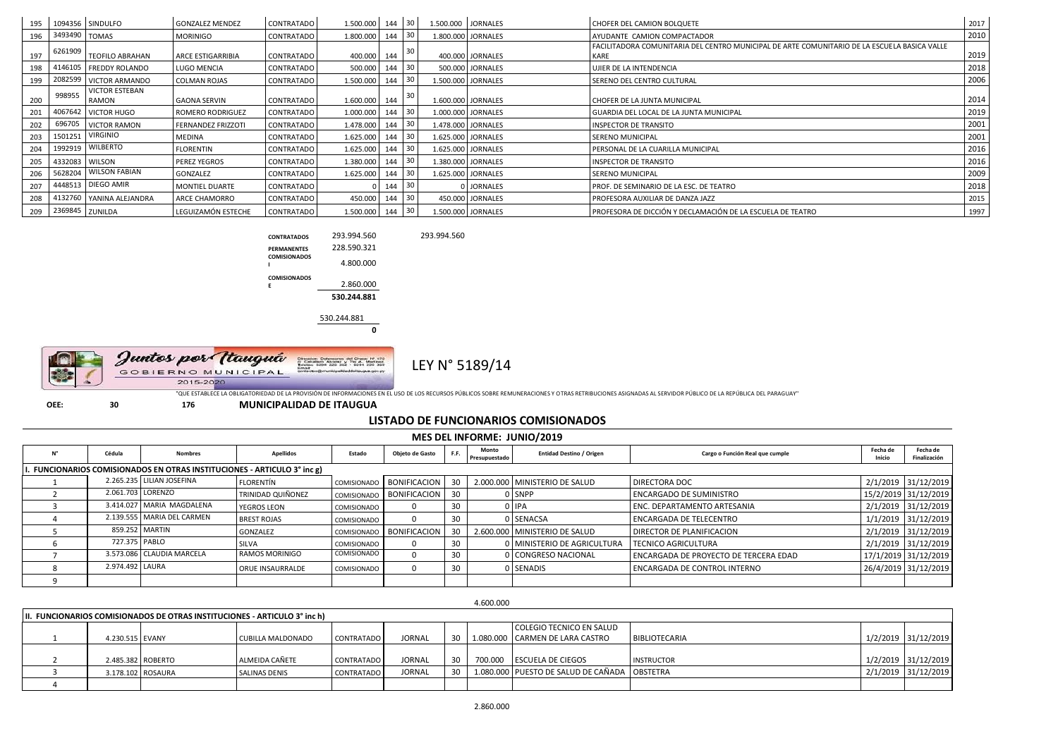| | | | | | | | | | | | |
|---|---|---|---|---|---|---|---|---|---|---|---|
| 195 | 1094356 | SINDULFO | GONZALEZ MENDEZ | CONTRATADO | 1.500.000 | 144 | 30 | 1.500.000 | JORNALES | CHOFER DEL CAMION BOLQUETE | 2017 |
| 196 | 3493490 | TOMAS | MORINIGO | CONTRATADO | 1.800.000 | 144 | 30 | 1.800.000 | JORNALES | AYUDANTE CAMION COMPACTADOR | 2010 |
| 197 | 6261909 | TEOFILO ABRAHAN | ARCE ESTIGARRIBIA | CONTRATADO | 400.000 | 144 | 30 | 400.000 | JORNALES | FACILITADORA COMUNITARIA DEL CENTRO MUNICIPAL DE ARTE COMUNITARIO DE LA ESCUELA BASICA VALLE KARE | 2019 |
| 198 | 4146105 | FREDDY ROLANDO | LUGO MENCIA | CONTRATADO | 500.000 | 144 | 30 | 500.000 | JORNALES | UJIER DE LA INTENDENCIA | 2018 |
| 199 | 2082599 | VICTOR ARMANDO | COLMAN ROJAS | CONTRATADO | 1.500.000 | 144 | 30 | 1.500.000 | JORNALES | SERENO DEL CENTRO CULTURAL | 2006 |
| 200 | 998955 | VICTOR ESTEBAN RAMON | GAONA SERVIN | CONTRATADO | 1.600.000 | 144 | 30 | 1.600.000 | JORNALES | CHOFER DE LA JUNTA MUNICIPAL | 2014 |
| 201 | 4067642 | VICTOR HUGO | ROMERO RODRIGUEZ | CONTRATADO | 1.000.000 | 144 | 30 | 1.000.000 | JORNALES | GUARDIA DEL LOCAL DE LA JUNTA MUNICIPAL | 2019 |
| 202 | 696705 | VICTOR RAMON | FERNANDEZ FRIZZOTI | CONTRATADO | 1.478.000 | 144 | 30 | 1.478.000 | JORNALES | INSPECTOR DE TRANSITO | 2001 |
| 203 | 1501251 | VIRGINIO | MEDINA | CONTRATADO | 1.625.000 | 144 | 30 | 1.625.000 | JORNALES | SERENO MUNICIPAL | 2001 |
| 204 | 1992919 | WILBERTO | FLORENTIN | CONTRATADO | 1.625.000 | 144 | 30 | 1.625.000 | JORNALES | PERSONAL DE LA CUARILLA MUNICIPAL | 2016 |
| 205 | 4332083 | WILSON | PEREZ YEGROS | CONTRATADO | 1.380.000 | 144 | 30 | 1.380.000 | JORNALES | INSPECTOR DE TRANSITO | 2016 |
| 206 | 5628204 | WILSON FABIAN | GONZALEZ | CONTRATADO | 1.625.000 | 144 | 30 | 1.625.000 | JORNALES | SERENO MUNICIPAL | 2009 |
| 207 | 4448513 | DIEGO AMIR | MONTIEL DUARTE | CONTRATADO | 0 | 144 | 30 | 0 | JORNALES | PROF. DE SEMINARIO DE LA ESC. DE TEATRO | 2018 |
| 208 | 4132760 | YANINA ALEJANDRA | ARCE CHAMORRO | CONTRATADO | 450.000 | 144 | 30 | 450.000 | JORNALES | PROFESORA AUXILIAR DE DANZA JAZZ | 2015 |
| 209 | 2369845 | ZUNILDA | LEGUIZAMÓN ESTECHE | CONTRATADO | 1.500.000 | 144 | 30 | 1.500.000 | JORNALES | PROFESORA DE DICCIÓN Y DECLAMACIÓN DE LA ESCUELA DE TEATRO | 1997 |

| | | |
|---|---|---|
| CONTRATADOS | 293.994.560 | 293.994.560 |
| PERMANENTES | 228.590.321 | |
| COMISIONADOS I | 4.800.000 | |
| COMISIONADOS E | 2.860.000 | |
| | **530.244.881** | |

530.244.881

**0**

Juntos por Itauguá
GOBIERNO MUNICIPAL
2015-2020

LEY N° 5189/14

"QUE ESTABLECE LA OBLIGATORIEDAD DE LA PROVISIÓN DE INFORMACIONES EN EL USO DE LOS RECURSOS PÚBLICOS SOBRE REMUNERACIONES Y OTRAS RETRIBUCIONES ASIGNADAS AL SERVIDOR PÚBLICO DE LA REPÚBLICA DEL PARAGUAY"

OEE: 30 176 **MUNICIPALIDAD DE ITAUGUA**

## LISTADO DE FUNCIONARIOS COMISIONADOS

### MES DEL INFORME: JUNIO/2019

| N° | Cédula | Nombres | Apellidos | Estado | Objeto de Gasto | F.F. | Monto Presupuestado | Entidad Destino / Origen | Cargo o Función Real que cumple | Fecha de Inicio | Fecha de Finalización |
|---|---|---|---|---|---|---|---|---|---|---|---|
| **I. FUNCIONARIOS COMISIONADOS EN OTRAS INSTITUCIONES - ARTICULO 3° inc g)** | | | | | | | | | | | |
| 1 | 2.265.235 | LILIAN JOSEFINA | FLORENTÍN | COMISIONADO | BONIFICACION | 30 | 2.000.000 | MINISTERIO DE SALUD | DIRECTORA DOC | 2/1/2019 | 31/12/2019 |
| 2 | 2.061.703 | LORENZO | TRINIDAD QUIÑONEZ | COMISIONADO | BONIFICACION | 30 | 0 | SNPP | ENCARGADO DE SUMINISTRO | 15/2/2019 | 31/12/2019 |
| 3 | 3.414.027 | MARIA MAGDALENA | YEGROS LEON | COMISIONADO | 0 | 30 | 0 | IPA | ENC. DEPARTAMENTO ARTESANIA | 2/1/2019 | 31/12/2019 |
| 4 | 2.139.555 | MARIA DEL CARMEN | BREST ROJAS | COMISIONADO | 0 | 30 | 0 | SENACSA | ENCARGADA DE TELECENTRO | 1/1/2019 | 31/12/2019 |
| 5 | 859.252 | MARTIN | GONZALEZ | COMISIONADO | BONIFICACION | 30 | 2.600.000 | MINISTERIO DE SALUD | DIRECTOR DE PLANIFICACION | 2/1/2019 | 31/12/2019 |
| 6 | 727.375 | PABLO | SILVA | COMISIONADO | 0 | 30 | 0 | MINISTERIO DE AGRICULTURA | TECNICO AGRICULTURA | 2/1/2019 | 31/12/2019 |
| 7 | 3.573.086 | CLAUDIA MARCELA | RAMOS MORINIGO | COMISIONADO | 0 | 30 | 0 | CONGRESO NACIONAL | ENCARGADA DE PROYECTO DE TERCERA EDAD | 17/1/2019 | 31/12/2019 |
| 8 | 2.974.492 | LAURA | ORUE INSAURRALDE | COMISIONADO | 0 | 30 | 0 | SENADIS | ENCARGADA DE CONTROL INTERNO | 26/4/2019 | 31/12/2019 |
| 9 | | | | | | | | | | | |

4.600.000

| N° | Cédula | Nombres | Apellidos | Estado | Objeto de Gasto | F.F. | Monto Presupuestado | Entidad Destino / Origen | Cargo o Función Real que cumple | Fecha de Inicio | Fecha de Finalización |
|---|---|---|---|---|---|---|---|---|---|---|---|
| **II. FUNCIONARIOS COMISIONADOS DE OTRAS INSTITUCIONES - ARTICULO 3° inc h)** | | | | | | | | | | | |
| 1 | 4.230.515 | EVANY | CUBILLA MALDONADO | CONTRATADO | JORNAL | 30 | 1.080.000 | COLEGIO TECNICO EN SALUD CARMEN DE LARA CASTRO | BIBLIOTECARIA | 1/2/2019 | 31/12/2019 |
| 2 | 2.485.382 | ROBERTO | ALMEIDA CAÑETE | CONTRATADO | JORNAL | 30 | 700.000 | ESCUELA DE CIEGOS | INSTRUCTOR | 1/2/2019 | 31/12/2019 |
| 3 | 3.178.102 | ROSAURA | SALINAS DENIS | CONTRATADO | JORNAL | 30 | 1.080.000 | PUESTO DE SALUD DE CAÑADA | OBSTETRA | 2/1/2019 | 31/12/2019 |
| 4 | | | | | | | | | | | |

2.860.000